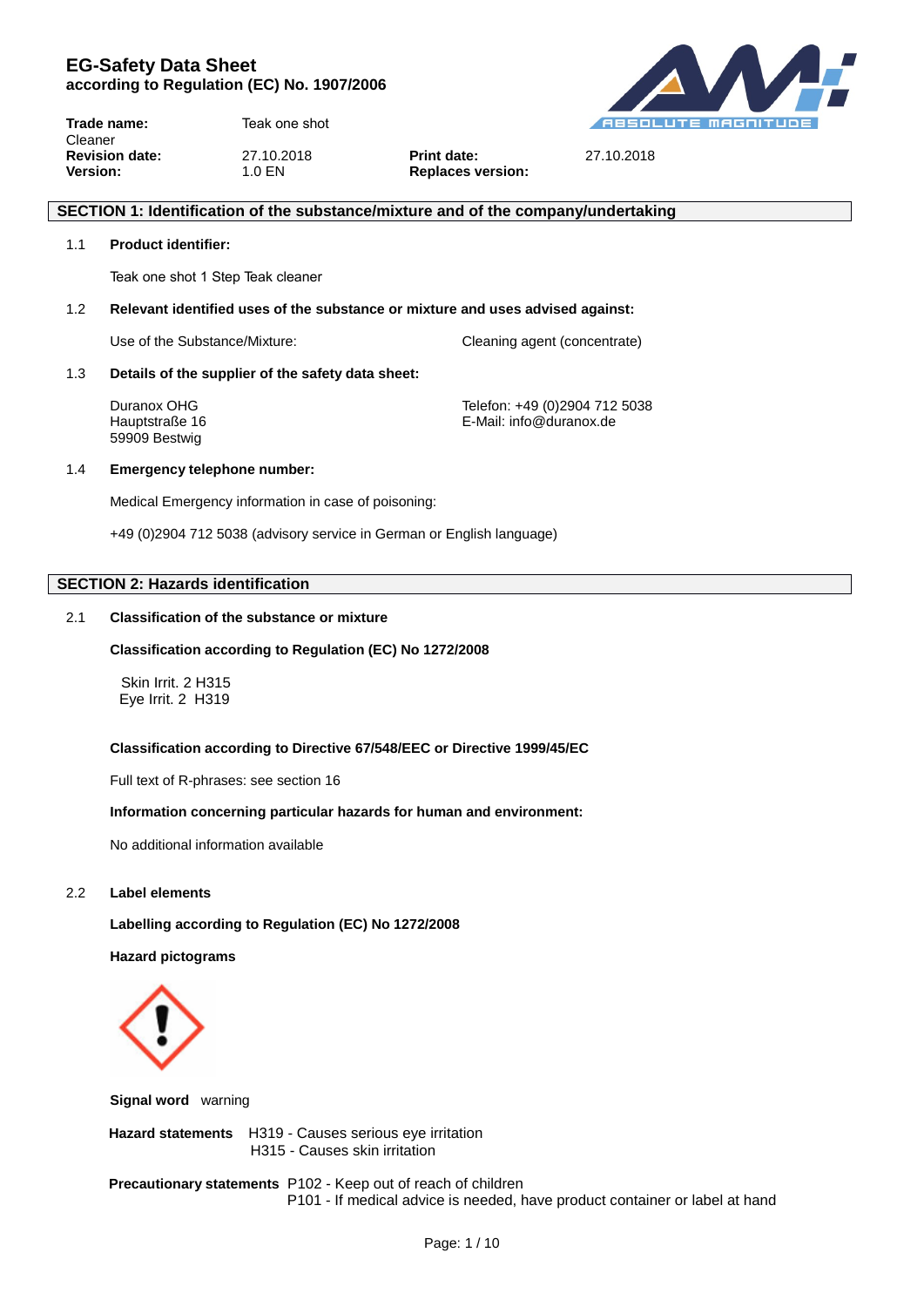# EG-Safety Data Sheet
**according to Regulation (EC) No. 1907/2006**

| | | | |
|---|---|---|---|
| **Trade name:** | Teak one shot | | |
| Cleaner | | | |
| **Revision date:** | 27.10.2018 | **Print date:** | 27.10.2018 |
| **Version:** | 1.0 EN | **Replaces version:** | |

## SECTION 1: Identification of the substance/mixture and of the company/undertaking

1.1 **Product identifier:**

Teak one shot 1 Step Teak cleaner

1.2 **Relevant identified uses of the substance or mixture and uses advised against:**

Use of the Substance/Mixture: Cleaning agent (concentrate)

1.3 **Details of the supplier of the safety data sheet:**

Duranox OHG
Hauptstraße 16
59909 Bestwig

Telefon: +49 (0)2904 712 5038
E-Mail: info@duranox.de

1.4 **Emergency telephone number:**

Medical Emergency information in case of poisoning:

+49 (0)2904 712 5038 (advisory service in German or English language)

## SECTION 2: Hazards identification

2.1 **Classification of the substance or mixture**

**Classification according to Regulation (EC) No 1272/2008**

Skin Irrit. 2 H315
Eye Irrit. 2 H319

**Classification according to Directive 67/548/EEC or Directive 1999/45/EC**

Full text of R-phrases: see section 16

**Information concerning particular hazards for human and environment:**

No additional information available

2.2 **Label elements**

**Labelling according to Regulation (EC) No 1272/2008**

**Hazard pictograms**

**Signal word** warning

**Hazard statements** H319 - Causes serious eye irritation
H315 - Causes skin irritation

**Precautionary statements** P102 - Keep out of reach of children
P101 - If medical advice is needed, have product container or label at hand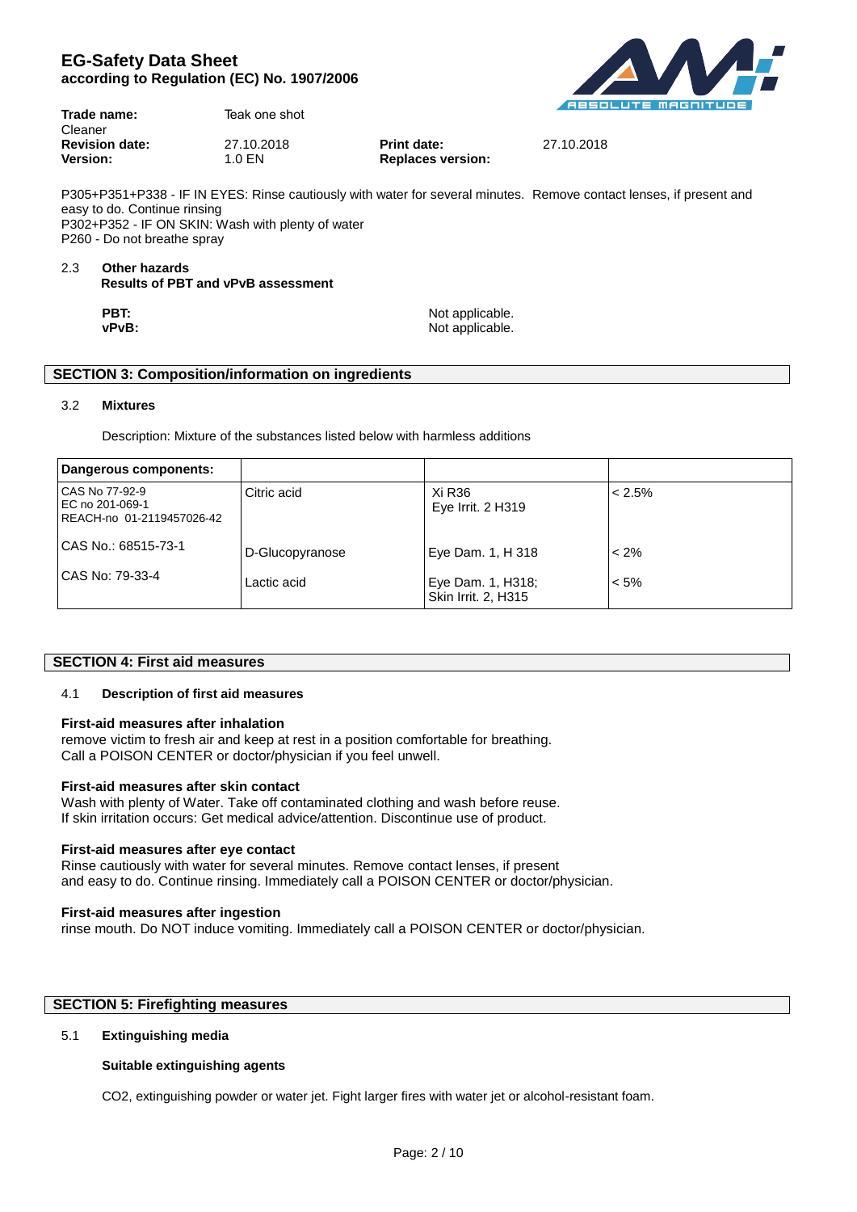P305+P351+P338 - IF IN EYES: Rinse cautiously with water for several minutes. Remove contact lenses, if present and easy to do. Continue rinsing
P302+P352 - IF ON SKIN: Wash with plenty of water
P260 - Do not breathe spray

### 2.3 Other hazards

**Results of PBT and vPvB assessment**

**PBT:** Not applicable.
**vPvB:** Not applicable.

## SECTION 3: Composition/information on ingredients

### 3.2 Mixtures

Description: Mixture of the substances listed below with harmless additions

| Dangerous components: | | | |
|---|---|---|---|
| CAS No 77-92-9<br>EC no 201-069-1<br>REACH-no 01-2119457026-42 | Citric acid | Xi R36<br>Eye Irrit. 2 H319 | < 2.5% |
| CAS No.: 68515-73-1 | D-Glucopyranose | Eye Dam. 1, H 318 | < 2% |
| CAS No: 79-33-4 | Lactic acid | Eye Dam. 1, H318;<br>Skin Irrit. 2, H315 | < 5% |

## SECTION 4: First aid measures

### 4.1 Description of first aid measures

**First-aid measures after inhalation**

remove victim to fresh air and keep at rest in a position comfortable for breathing.
Call a POISON CENTER or doctor/physician if you feel unwell.

**First-aid measures after skin contact**

Wash with plenty of Water. Take off contaminated clothing and wash before reuse.
If skin irritation occurs: Get medical advice/attention. Discontinue use of product.

**First-aid measures after eye contact**

Rinse cautiously with water for several minutes. Remove contact lenses, if present and easy to do. Continue rinsing. Immediately call a POISON CENTER or doctor/physician.

**First-aid measures after ingestion**

rinse mouth. Do NOT induce vomiting. Immediately call a POISON CENTER or doctor/physician.

## SECTION 5: Firefighting measures

### 5.1 Extinguishing media

**Suitable extinguishing agents**

$CO_2$, extinguishing powder or water jet. Fight larger fires with water jet or alcohol-resistant foam.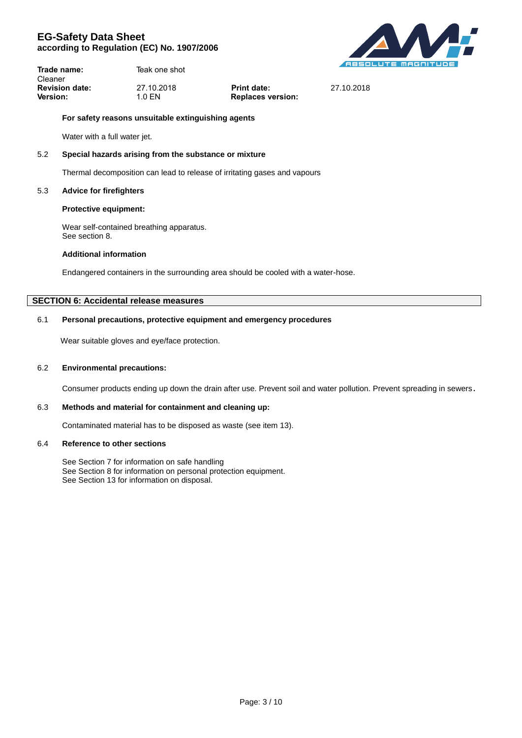**For safety reasons unsuitable extinguishing agents**

Water with a full water jet.

### 5.2 Special hazards arising from the substance or mixture

Thermal decomposition can lead to release of irritating gases and vapours

### 5.3 Advice for firefighters

**Protective equipment:**

Wear self-contained breathing apparatus.
See section 8.

**Additional information**

Endangered containers in the surrounding area should be cooled with a water-hose.

## SECTION 6: Accidental release measures

### 6.1 Personal precautions, protective equipment and emergency procedures

Wear suitable gloves and eye/face protection.

### 6.2 Environmental precautions:

Consumer products ending up down the drain after use. Prevent soil and water pollution. Prevent spreading in sewers.

### 6.3 Methods and material for containment and cleaning up:

Contaminated material has to be disposed as waste (see item 13).

### 6.4 Reference to other sections

See Section 7 for information on safe handling
See Section 8 for information on personal protection equipment.
See Section 13 for information on disposal.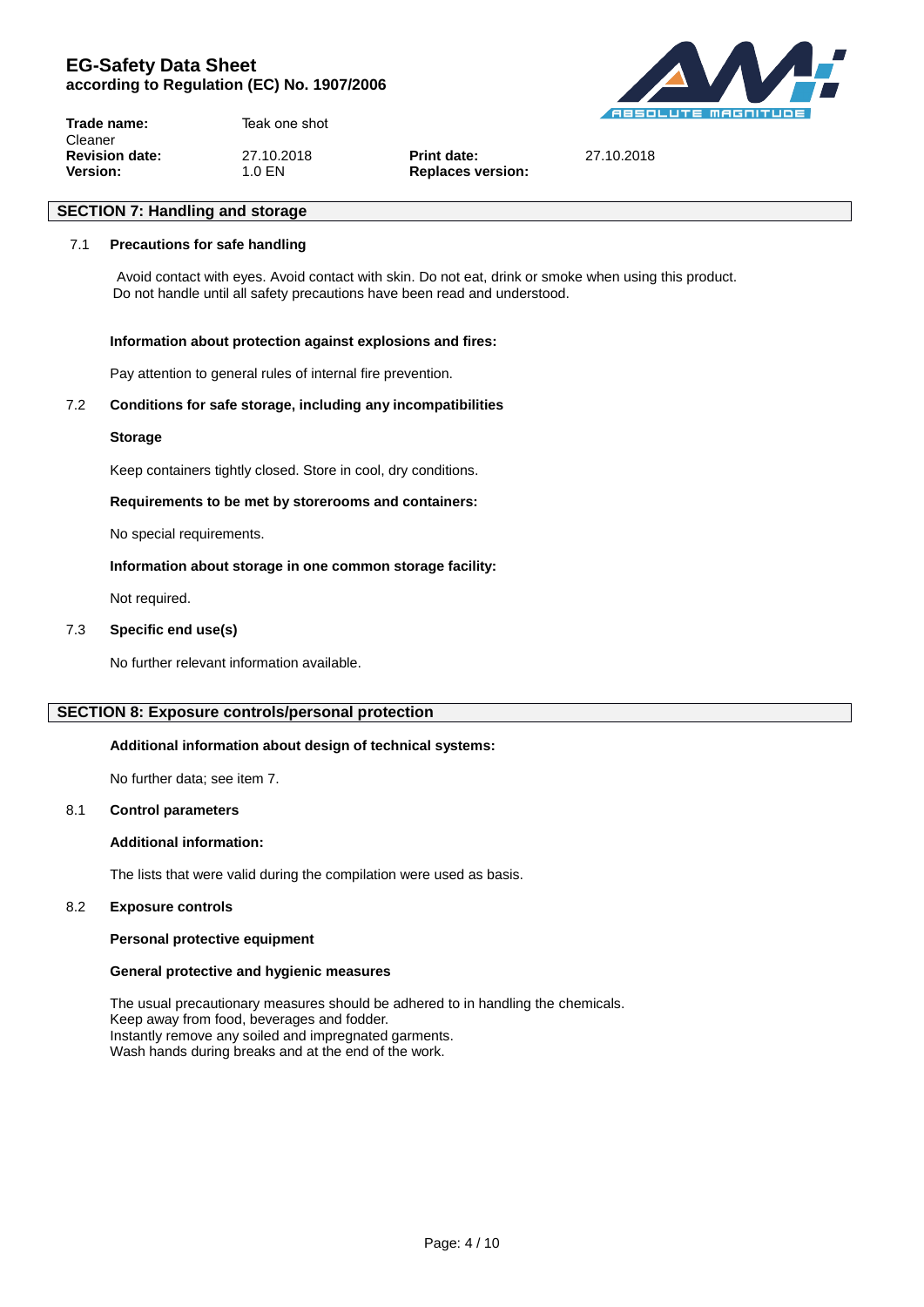## SECTION 7: Handling and storage

### 7.1 Precautions for safe handling

Avoid contact with eyes. Avoid contact with skin. Do not eat, drink or smoke when using this product. Do not handle until all safety precautions have been read and understood.

**Information about protection against explosions and fires:**

Pay attention to general rules of internal fire prevention.

### 7.2 Conditions for safe storage, including any incompatibilities

**Storage**

Keep containers tightly closed. Store in cool, dry conditions.

**Requirements to be met by storerooms and containers:**

No special requirements.

**Information about storage in one common storage facility:**

Not required.

### 7.3 Specific end use(s)

No further relevant information available.

## SECTION 8: Exposure controls/personal protection

**Additional information about design of technical systems:**

No further data; see item 7.

### 8.1 Control parameters

**Additional information:**

The lists that were valid during the compilation were used as basis.

### 8.2 Exposure controls

**Personal protective equipment**

**General protective and hygienic measures**

The usual precautionary measures should be adhered to in handling the chemicals.
Keep away from food, beverages and fodder.
Instantly remove any soiled and impregnated garments.
Wash hands during breaks and at the end of the work.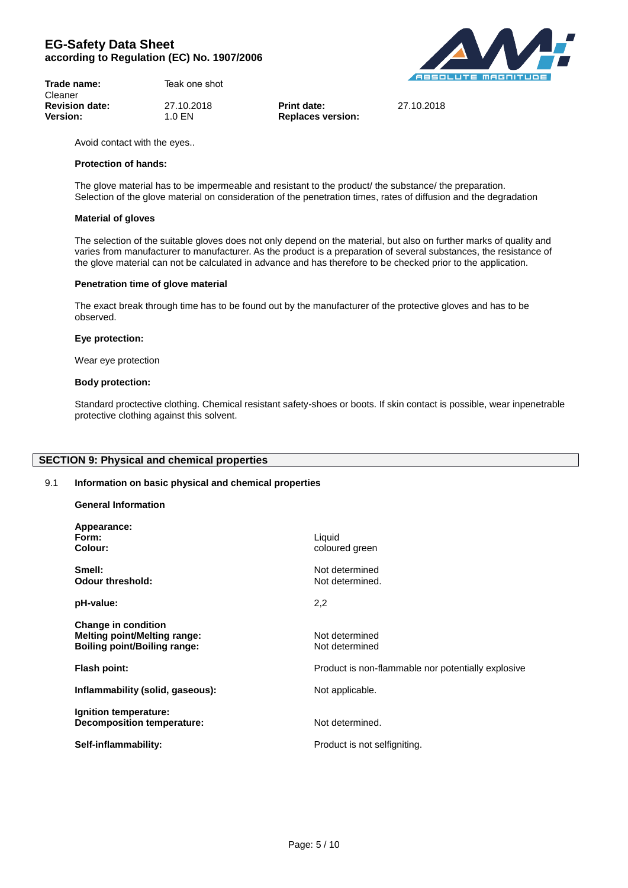Avoid contact with the eyes..

**Protection of hands:**

The glove material has to be impermeable and resistant to the product/ the substance/ the preparation.
Selection of the glove material on consideration of the penetration times, rates of diffusion and the degradation

**Material of gloves**

The selection of the suitable gloves does not only depend on the material, but also on further marks of quality and varies from manufacturer to manufacturer. As the product is a preparation of several substances, the resistance of the glove material can not be calculated in advance and has therefore to be checked prior to the application.

**Penetration time of glove material**

The exact break through time has to be found out by the manufacturer of the protective gloves and has to be observed.

**Eye protection:**

Wear eye protection

**Body protection:**

Standard proctective clothing. Chemical resistant safety-shoes or boots. If skin contact is possible, wear inpenetrable protective clothing against this solvent.

## SECTION 9: Physical and chemical properties

### 9.1 Information on basic physical and chemical properties

**General Information**

**Appearance:**
**Form:** Liquid
**Colour:** coloured green

**Smell:** Not determined
**Odour threshold:** Not determined.

**pH-value:** 2,2

**Change in condition**
**Melting point/Melting range:** Not determined
**Boiling point/Boiling range:** Not determined

**Flash point:** Product is non-flammable nor potentially explosive

**Inflammability (solid, gaseous):** Not applicable.

**Ignition temperature:**
**Decomposition temperature:** Not determined.

**Self-inflammability:** Product is not selfigniting.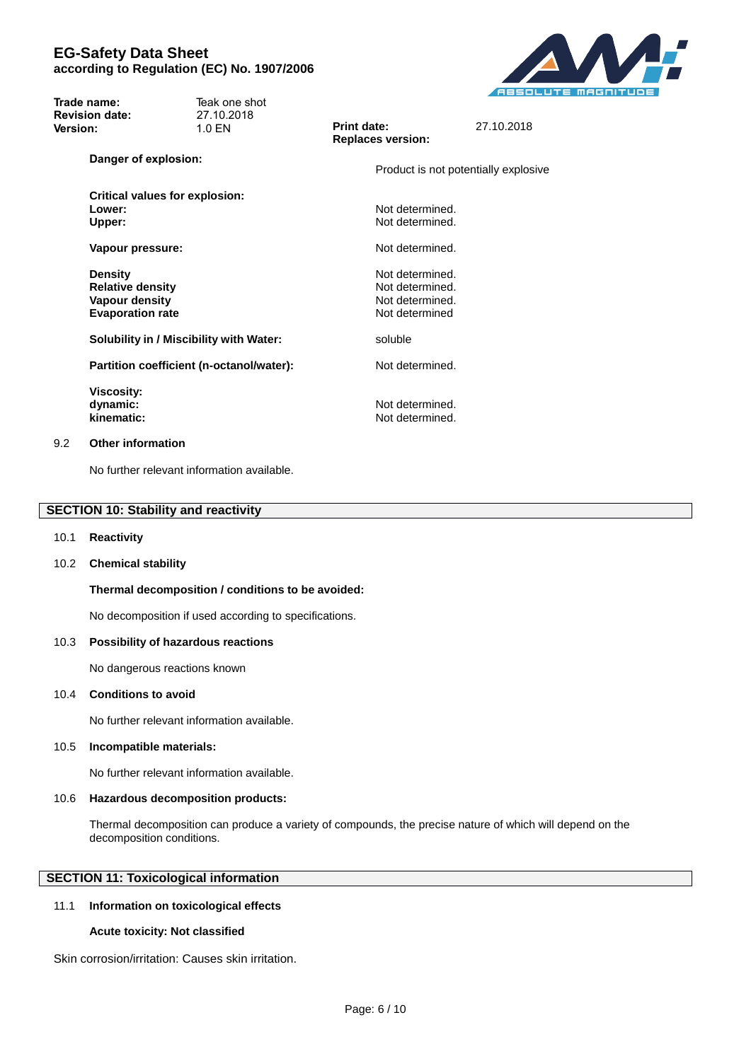**Danger of explosion:** Product is not potentially explosive

**Critical values for explosion:**
**Lower:** Not determined.
**Upper:** Not determined.

**Vapour pressure:** Not determined.

**Density** Not determined.
**Relative density** Not determined.
**Vapour density** Not determined.
**Evaporation rate** Not determined

**Solubility in / Miscibility with Water:** soluble

**Partition coefficient (n-octanol/water):** Not determined.

**Viscosity:**
**dynamic:** Not determined.
**kinematic:** Not determined.

9.2 **Other information**

No further relevant information available.

## SECTION 10: Stability and reactivity

10.1 **Reactivity**

10.2 **Chemical stability**

**Thermal decomposition / conditions to be avoided:**

No decomposition if used according to specifications.

10.3 **Possibility of hazardous reactions**

No dangerous reactions known

10.4 **Conditions to avoid**

No further relevant information available.

10.5 **Incompatible materials:**

No further relevant information available.

10.6 **Hazardous decomposition products:**

Thermal decomposition can produce a variety of compounds, the precise nature of which will depend on the decomposition conditions.

## SECTION 11: Toxicological information

11.1 **Information on toxicological effects**

**Acute toxicity: Not classified**

Skin corrosion/irritation: Causes skin irritation.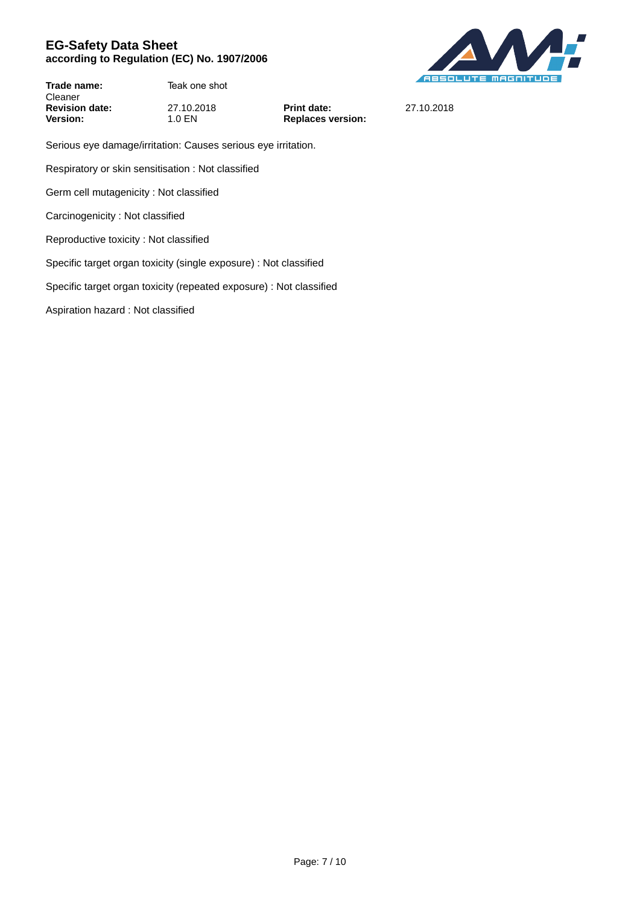Serious eye damage/irritation: Causes serious eye irritation.

Respiratory or skin sensitisation : Not classified

Germ cell mutagenicity : Not classified

Carcinogenicity : Not classified

Reproductive toxicity : Not classified

Specific target organ toxicity (single exposure) : Not classified

Specific target organ toxicity (repeated exposure) : Not classified

Aspiration hazard : Not classified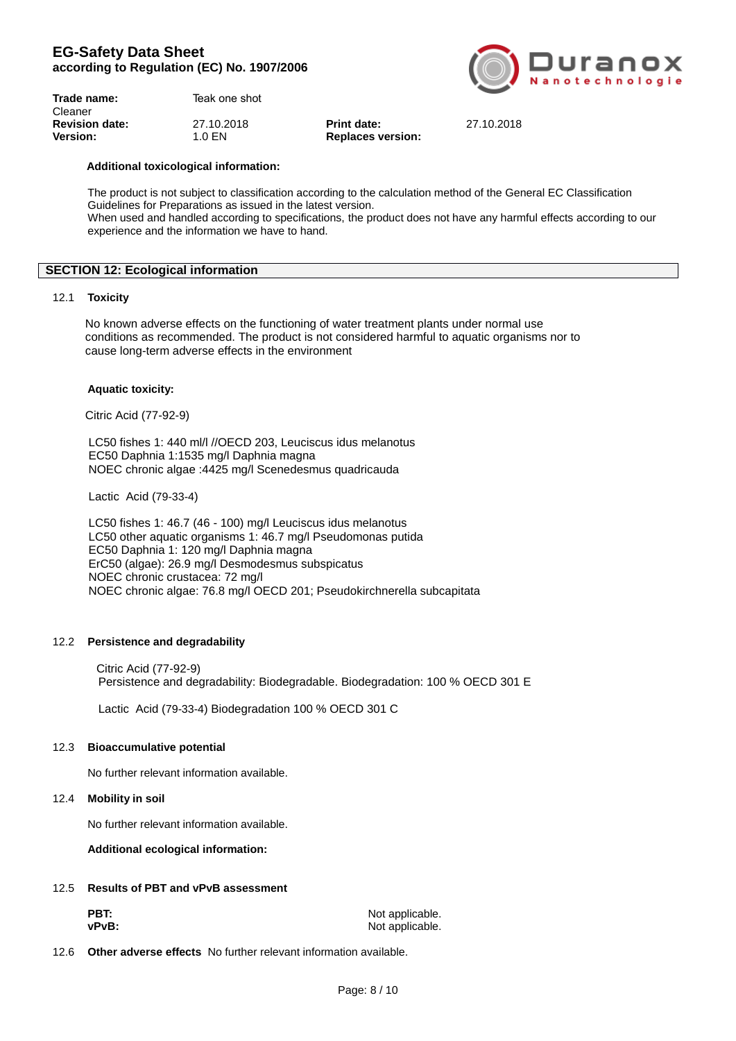**Additional toxicological information:**

The product is not subject to classification according to the calculation method of the General EC Classification Guidelines for Preparations as issued in the latest version.
When used and handled according to specifications, the product does not have any harmful effects according to our experience and the information we have to hand.

## SECTION 12: Ecological information

### 12.1 Toxicity

No known adverse effects on the functioning of water treatment plants under normal use conditions as recommended. The product is not considered harmful to aquatic organisms nor to cause long-term adverse effects in the environment

**Aquatic toxicity:**

Citric Acid (77-92-9)

LC50 fishes 1: 440 ml/l //OECD 203, Leuciscus idus melanotus
EC50 Daphnia 1:1535 mg/l Daphnia magna
NOEC chronic algae :4425 mg/l Scenedesmus quadricauda

Lactic Acid (79-33-4)

LC50 fishes 1: 46.7 (46 - 100) mg/l Leuciscus idus melanotus
LC50 other aquatic organisms 1: 46.7 mg/l Pseudomonas putida
EC50 Daphnia 1: 120 mg/l Daphnia magna
ErC50 (algae): 26.9 mg/l Desmodesmus subspicatus
NOEC chronic crustacea: 72 mg/l
NOEC chronic algae: 76.8 mg/l OECD 201; Pseudokirchnerella subcapitata

### 12.2 Persistence and degradability

Citric Acid (77-92-9)
Persistence and degradability: Biodegradable. Biodegradation: 100 % OECD 301 E

Lactic Acid (79-33-4) Biodegradation 100 % OECD 301 C

### 12.3 Bioaccumulative potential

No further relevant information available.

### 12.4 Mobility in soil

No further relevant information available.

**Additional ecological information:**

### 12.5 Results of PBT and vPvB assessment

**PBT:** Not applicable.
**vPvB:** Not applicable.

### 12.6 Other adverse effects

No further relevant information available.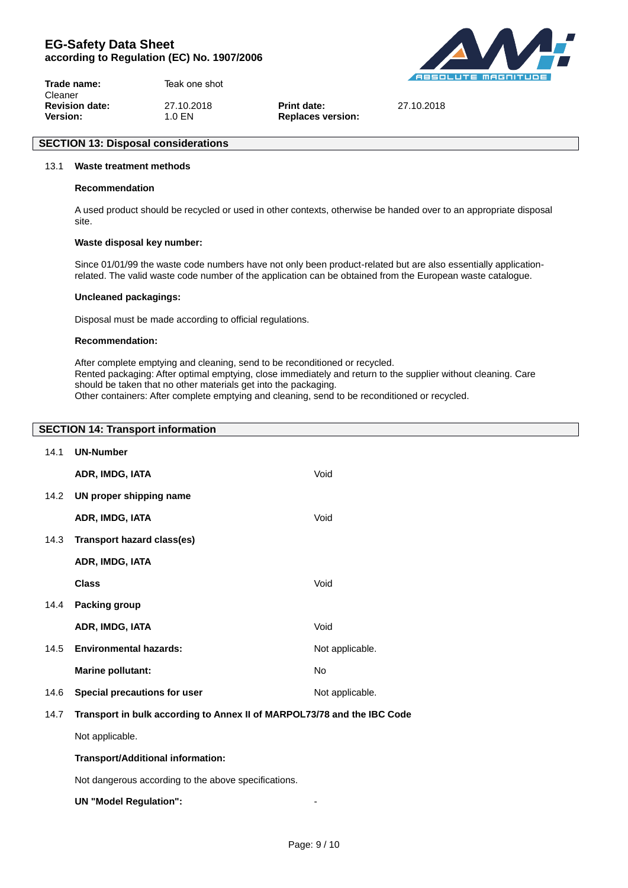## SECTION 13: Disposal considerations

### 13.1 Waste treatment methods

**Recommendation**

A used product should be recycled or used in other contexts, otherwise be handed over to an appropriate disposal site.

**Waste disposal key number:**

Since 01/01/99 the waste code numbers have not only been product-related but are also essentially application-related. The valid waste code number of the application can be obtained from the European waste catalogue.

**Uncleaned packagings:**

Disposal must be made according to official regulations.

**Recommendation:**

After complete emptying and cleaning, send to be reconditioned or recycled.
Rented packaging: After optimal emptying, close immediately and return to the supplier without cleaning. Care should be taken that no other materials get into the packaging.
Other containers: After complete emptying and cleaning, send to be reconditioned or recycled.

## SECTION 14: Transport information

### 14.1 UN-Number

**ADR, IMDG, IATA**: Void

### 14.2 UN proper shipping name

**ADR, IMDG, IATA**: Void

### 14.3 Transport hazard class(es)

**ADR, IMDG, IATA**

**Class**: Void

### 14.4 Packing group

**ADR, IMDG, IATA**: Void

### 14.5 Environmental hazards: Not applicable.

**Marine pollutant**: No

### 14.6 Special precautions for user: Not applicable.

### 14.7 Transport in bulk according to Annex II of MARPOL73/78 and the IBC Code

Not applicable.

**Transport/Additional information:**

Not dangerous according to the above specifications.

**UN "Model Regulation":** -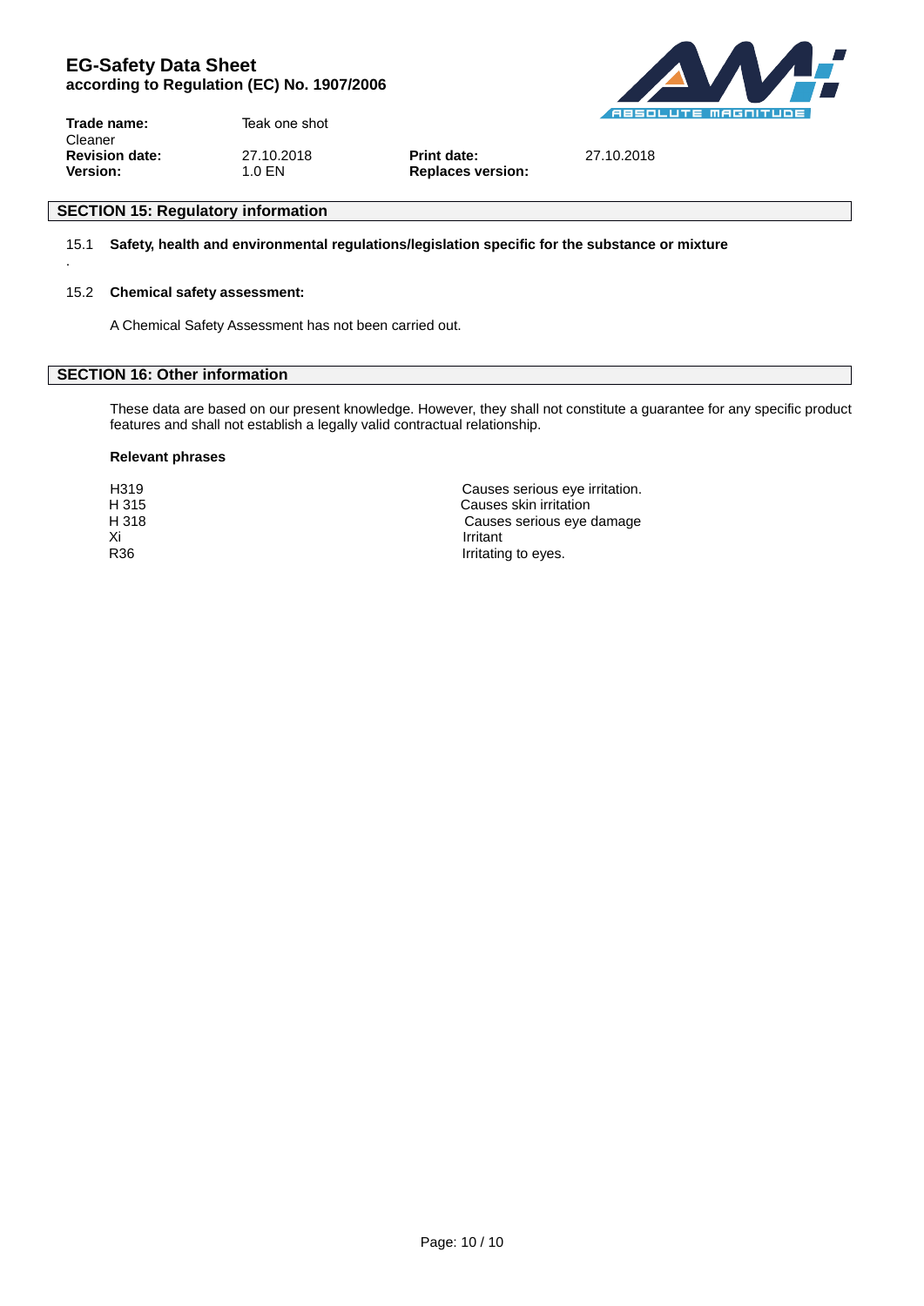## SECTION 15: Regulatory information

15.1 **Safety, health and environmental regulations/legislation specific for the substance or mixture**

.

15.2 **Chemical safety assessment:**

A Chemical Safety Assessment has not been carried out.

## SECTION 16: Other information

These data are based on our present knowledge. However, they shall not constitute a guarantee for any specific product features and shall not establish a legally valid contractual relationship.

**Relevant phrases**

| | |
|---|---|
| H319 | Causes serious eye irritation. |
| H 315 | Causes skin irritation |
| H 318 | Causes serious eye damage |
| Xi | Irritant |
| R36 | Irritating to eyes. |